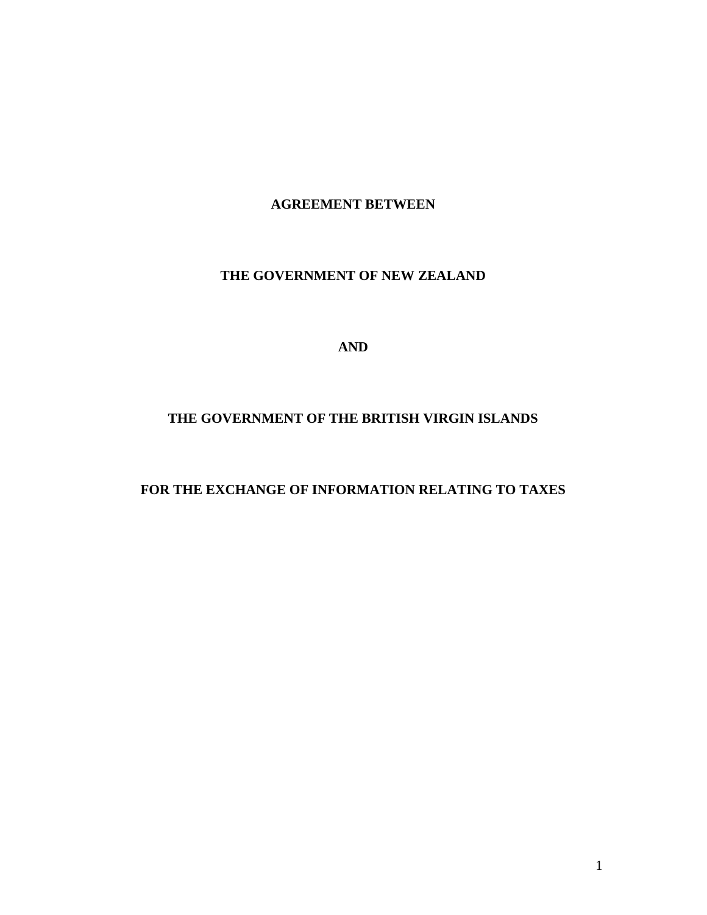**AGREEMENT BETWEEN**

**THE GOVERNMENT OF NEW ZEALAND**

**AND**

**THE GOVERNMENT OF THE BRITISH VIRGIN ISLANDS**

**FOR THE EXCHANGE OF INFORMATION RELATING TO TAXES**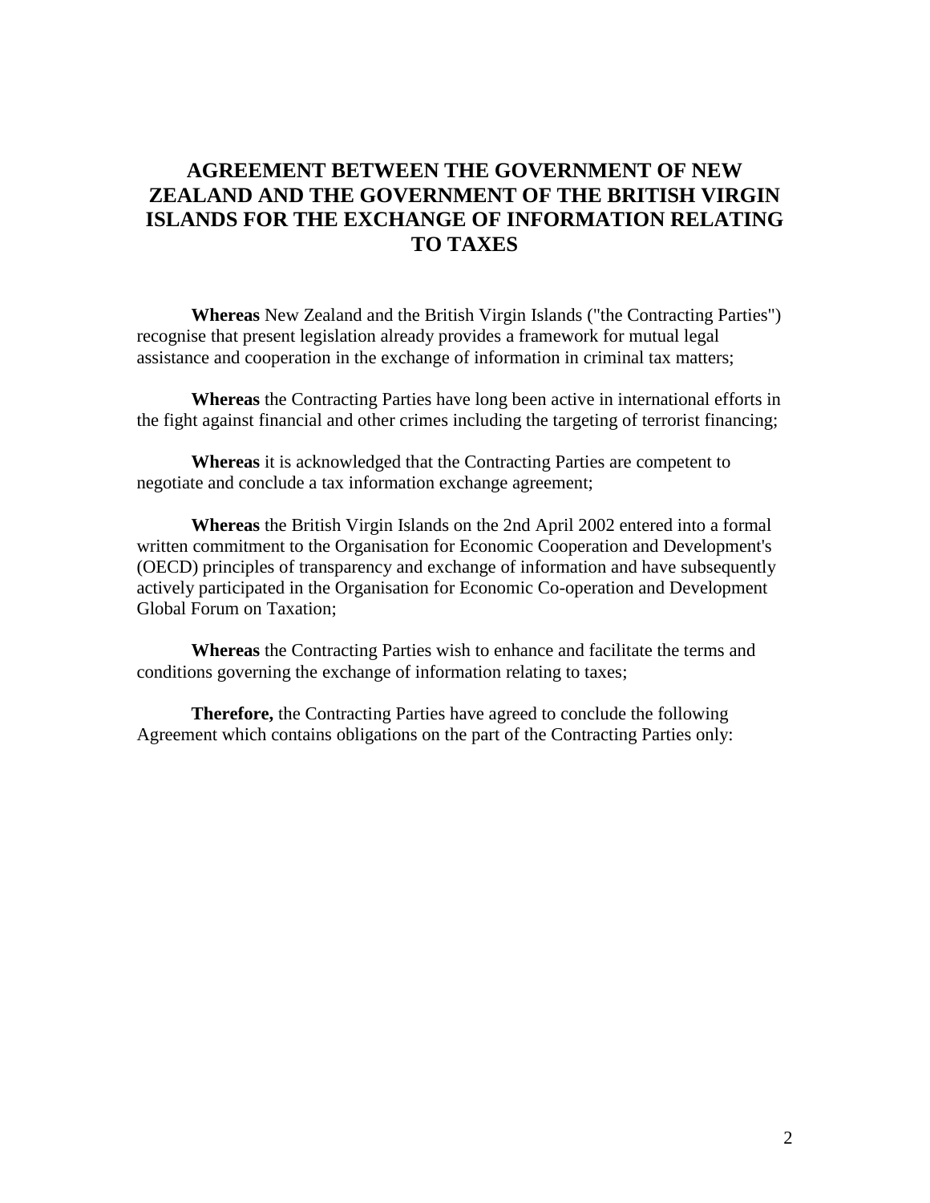# AGREEMENT BETWEEN THE GOVERNMENT OF NEW ZEALAND AND THE GOVERNMENT OF THE BRITISH VIRGIN ISLANDS FOR THE EXCHANGE OF INFORMATION RELATING TO TAXES

**Whereas** New Zealand and the British Virgin Islands ("the Contracting Parties") recognise that present legislation already provides a framework for mutual legal assistance and cooperation in the exchange of information in criminal tax matters;

**Whereas** the Contracting Parties have long been active in international efforts in the fight against financial and other crimes including the targeting of terrorist financing;

**Whereas** it is acknowledged that the Contracting Parties are competent to negotiate and conclude a tax information exchange agreement;

**Whereas** the British Virgin Islands on the 2nd April 2002 entered into a formal written commitment to the Organisation for Economic Cooperation and Development's (OECD) principles of transparency and exchange of information and have subsequently actively participated in the Organisation for Economic Co-operation and Development Global Forum on Taxation;

**Whereas** the Contracting Parties wish to enhance and facilitate the terms and conditions governing the exchange of information relating to taxes;

**Therefore,** the Contracting Parties have agreed to conclude the following Agreement which contains obligations on the part of the Contracting Parties only: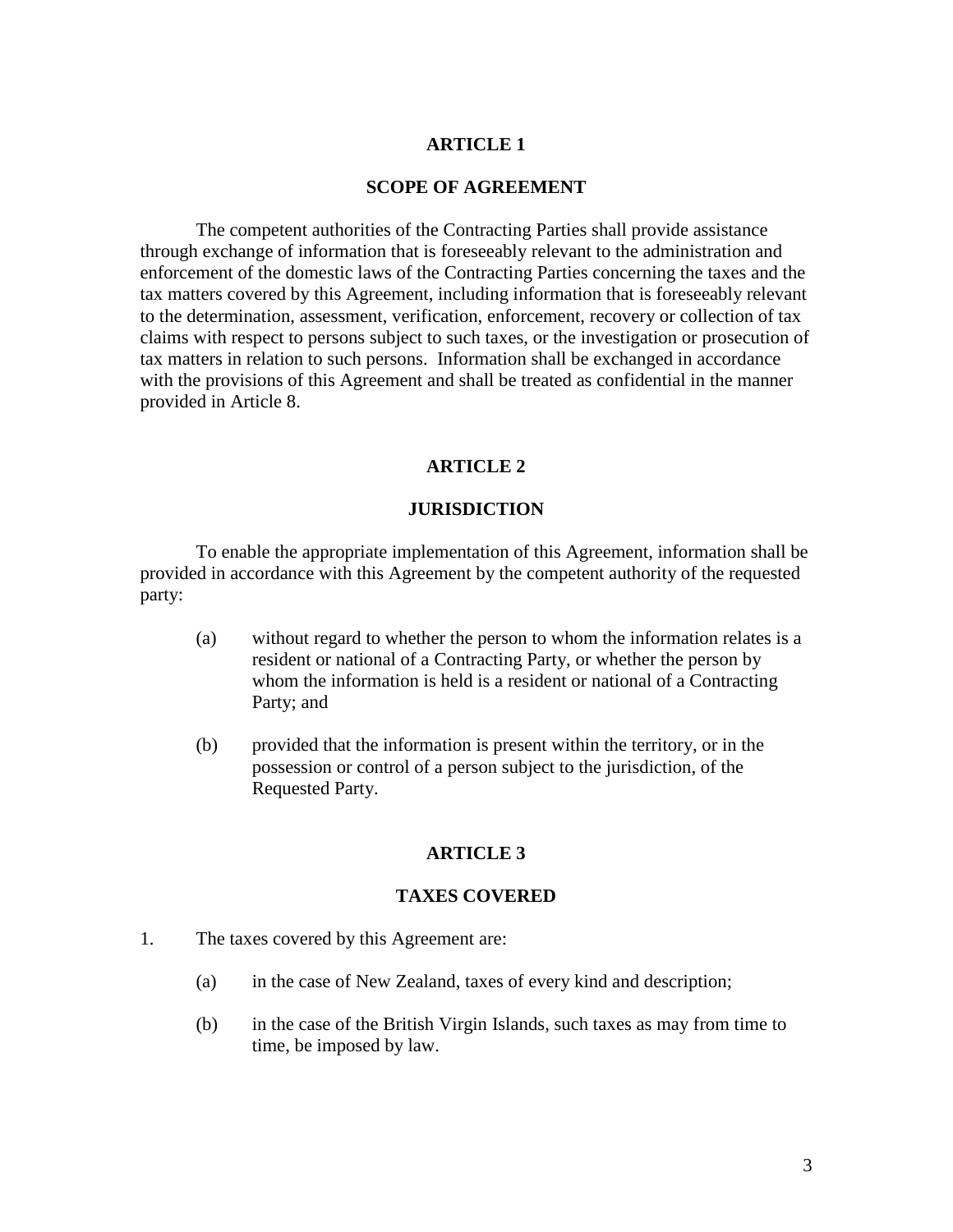## ARTICLE 1

## SCOPE OF AGREEMENT

The competent authorities of the Contracting Parties shall provide assistance through exchange of information that is foreseeably relevant to the administration and enforcement of the domestic laws of the Contracting Parties concerning the taxes and the tax matters covered by this Agreement, including information that is foreseeably relevant to the determination, assessment, verification, enforcement, recovery or collection of tax claims with respect to persons subject to such taxes, or the investigation or prosecution of tax matters in relation to such persons. Information shall be exchanged in accordance with the provisions of this Agreement and shall be treated as confidential in the manner provided in Article 8.

## ARTICLE 2

## JURISDICTION

To enable the appropriate implementation of this Agreement, information shall be provided in accordance with this Agreement by the competent authority of the requested party:

(a) without regard to whether the person to whom the information relates is a resident or national of a Contracting Party, or whether the person by whom the information is held is a resident or national of a Contracting Party; and

(b) provided that the information is present within the territory, or in the possession or control of a person subject to the jurisdiction, of the Requested Party.

## ARTICLE 3

## TAXES COVERED

1. The taxes covered by this Agreement are:

   (a) in the case of New Zealand, taxes of every kind and description;

   (b) in the case of the British Virgin Islands, such taxes as may from time to time, be imposed by law.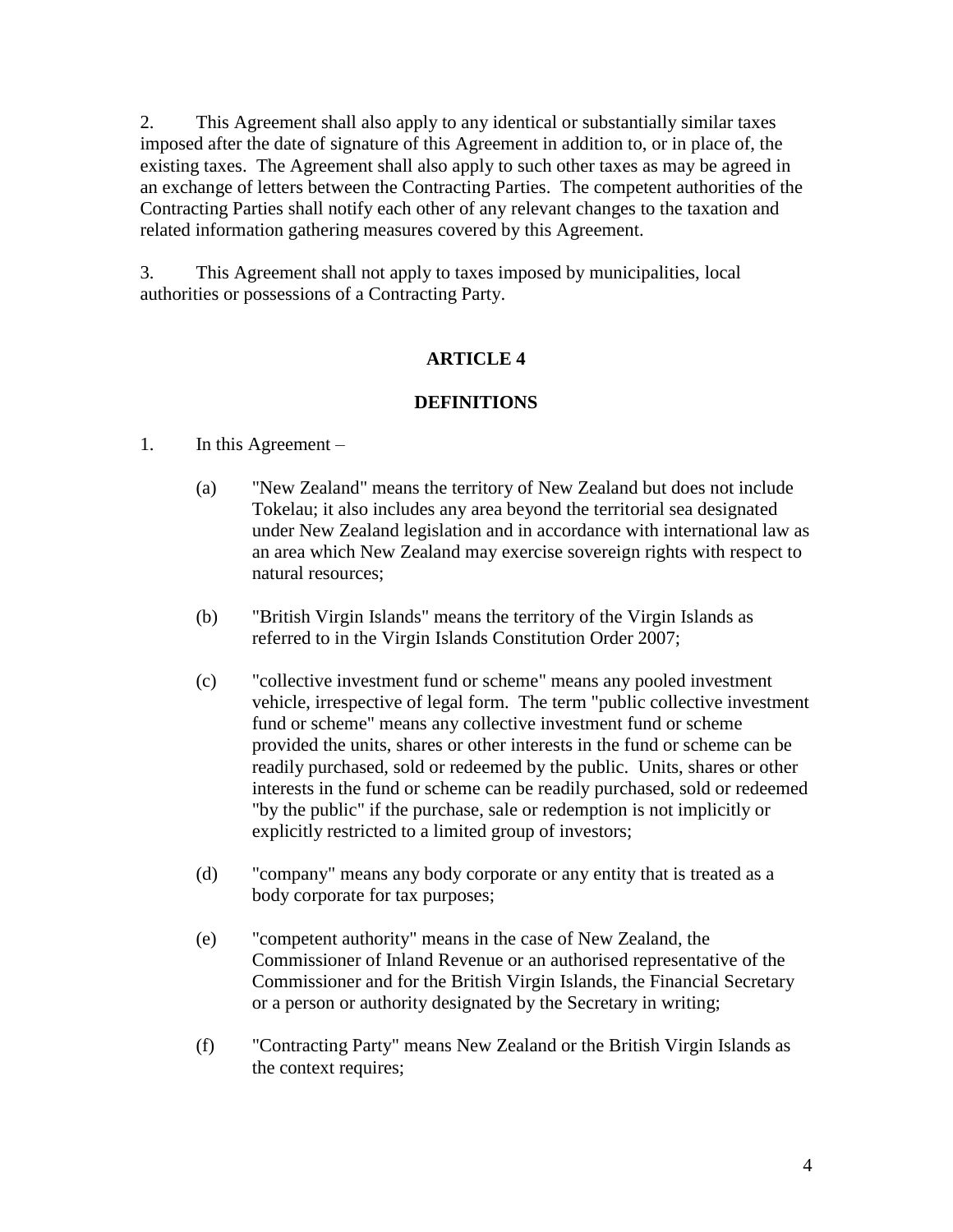2. This Agreement shall also apply to any identical or substantially similar taxes imposed after the date of signature of this Agreement in addition to, or in place of, the existing taxes. The Agreement shall also apply to such other taxes as may be agreed in an exchange of letters between the Contracting Parties. The competent authorities of the Contracting Parties shall notify each other of any relevant changes to the taxation and related information gathering measures covered by this Agreement.

3. This Agreement shall not apply to taxes imposed by municipalities, local authorities or possessions of a Contracting Party.

## ARTICLE 4

## DEFINITIONS

1. In this Agreement –

   (a) "New Zealand" means the territory of New Zealand but does not include Tokelau; it also includes any area beyond the territorial sea designated under New Zealand legislation and in accordance with international law as an area which New Zealand may exercise sovereign rights with respect to natural resources;

   (b) "British Virgin Islands" means the territory of the Virgin Islands as referred to in the Virgin Islands Constitution Order 2007;

   (c) "collective investment fund or scheme" means any pooled investment vehicle, irrespective of legal form. The term "public collective investment fund or scheme" means any collective investment fund or scheme provided the units, shares or other interests in the fund or scheme can be readily purchased, sold or redeemed by the public. Units, shares or other interests in the fund or scheme can be readily purchased, sold or redeemed "by the public" if the purchase, sale or redemption is not implicitly or explicitly restricted to a limited group of investors;

   (d) "company" means any body corporate or any entity that is treated as a body corporate for tax purposes;

   (e) "competent authority" means in the case of New Zealand, the Commissioner of Inland Revenue or an authorised representative of the Commissioner and for the British Virgin Islands, the Financial Secretary or a person or authority designated by the Secretary in writing;

   (f) "Contracting Party" means New Zealand or the British Virgin Islands as the context requires;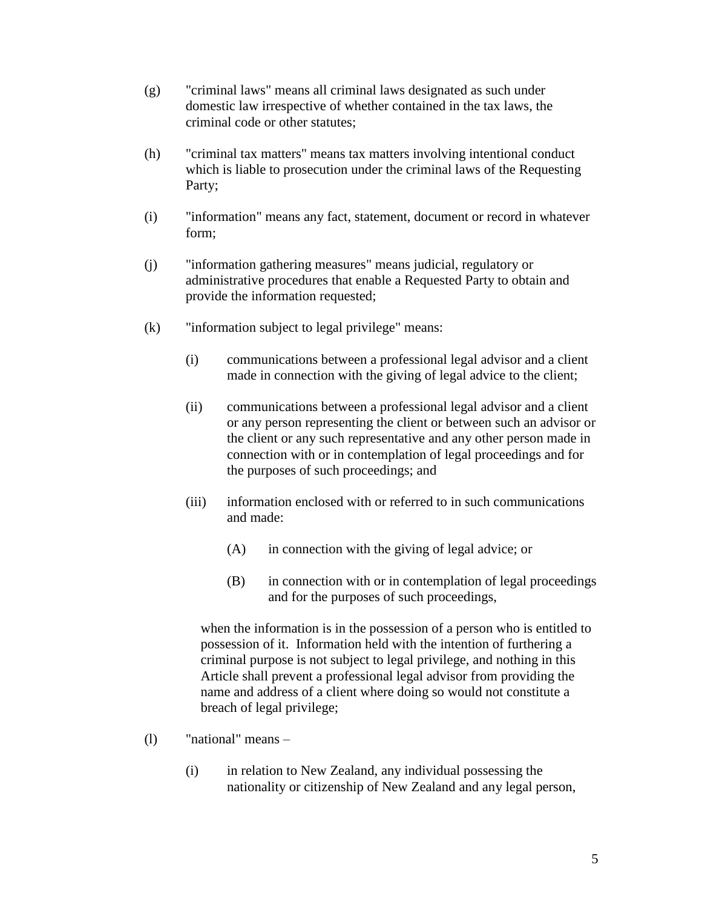(g) "criminal laws" means all criminal laws designated as such under domestic law irrespective of whether contained in the tax laws, the criminal code or other statutes;

(h) "criminal tax matters" means tax matters involving intentional conduct which is liable to prosecution under the criminal laws of the Requesting Party;

(i) "information" means any fact, statement, document or record in whatever form;

(j) "information gathering measures" means judicial, regulatory or administrative procedures that enable a Requested Party to obtain and provide the information requested;

(k) "information subject to legal privilege" means:

  (i) communications between a professional legal advisor and a client made in connection with the giving of legal advice to the client;

  (ii) communications between a professional legal advisor and a client or any person representing the client or between such an advisor or the client or any such representative and any other person made in connection with or in contemplation of legal proceedings and for the purposes of such proceedings; and

  (iii) information enclosed with or referred to in such communications and made:

    (A) in connection with the giving of legal advice; or

    (B) in connection with or in contemplation of legal proceedings and for the purposes of such proceedings,

  when the information is in the possession of a person who is entitled to possession of it. Information held with the intention of furthering a criminal purpose is not subject to legal privilege, and nothing in this Article shall prevent a professional legal advisor from providing the name and address of a client where doing so would not constitute a breach of legal privilege;

(l) "national" means –

  (i) in relation to New Zealand, any individual possessing the nationality or citizenship of New Zealand and any legal person,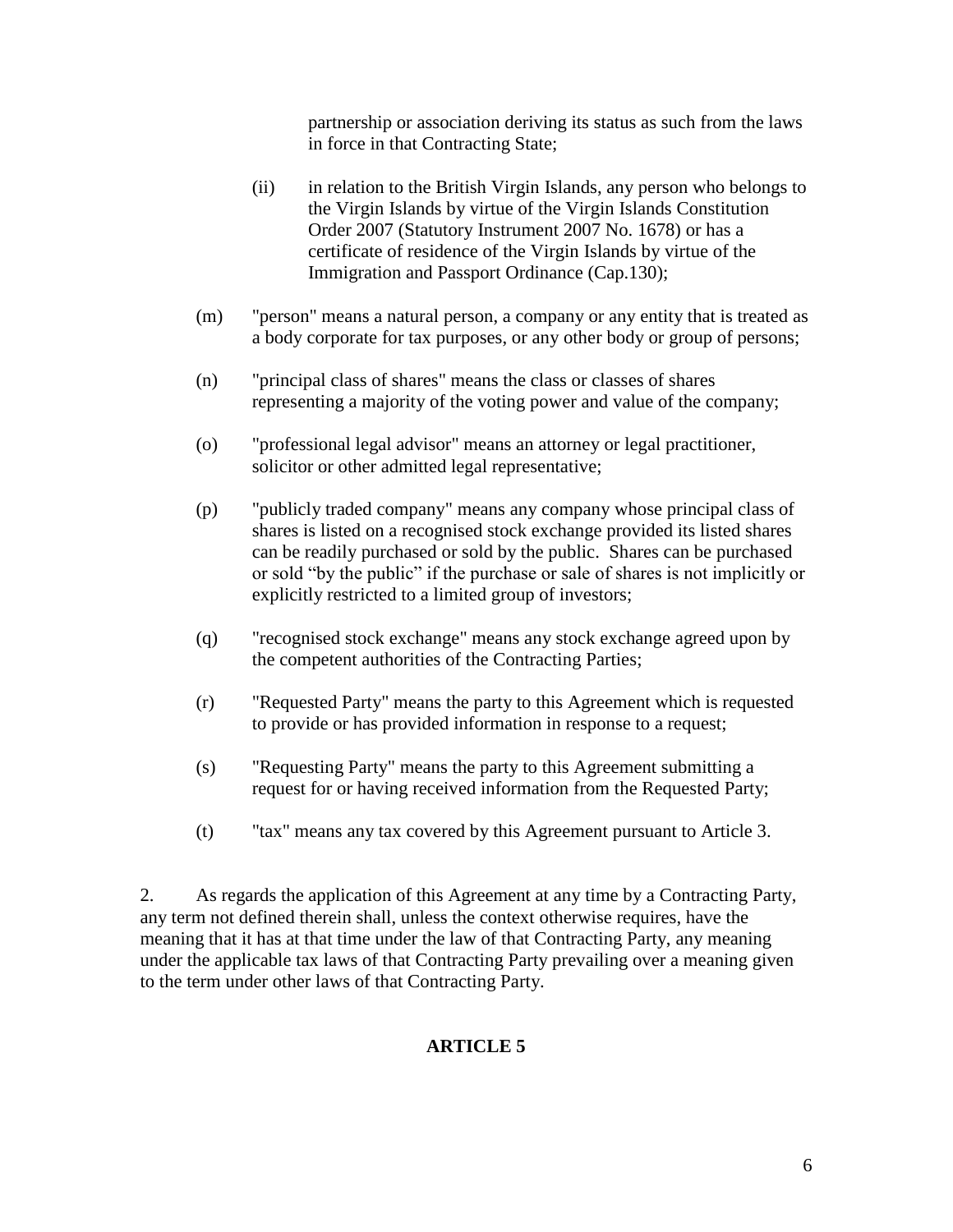partnership or association deriving its status as such from the laws in force in that Contracting State;

(ii) in relation to the British Virgin Islands, any person who belongs to the Virgin Islands by virtue of the Virgin Islands Constitution Order 2007 (Statutory Instrument 2007 No. 1678) or has a certificate of residence of the Virgin Islands by virtue of the Immigration and Passport Ordinance (Cap.130);

(m) "person" means a natural person, a company or any entity that is treated as a body corporate for tax purposes, or any other body or group of persons;

(n) "principal class of shares" means the class or classes of shares representing a majority of the voting power and value of the company;

(o) "professional legal advisor" means an attorney or legal practitioner, solicitor or other admitted legal representative;

(p) "publicly traded company" means any company whose principal class of shares is listed on a recognised stock exchange provided its listed shares can be readily purchased or sold by the public. Shares can be purchased or sold "by the public" if the purchase or sale of shares is not implicitly or explicitly restricted to a limited group of investors;

(q) "recognised stock exchange" means any stock exchange agreed upon by the competent authorities of the Contracting Parties;

(r) "Requested Party" means the party to this Agreement which is requested to provide or has provided information in response to a request;

(s) "Requesting Party" means the party to this Agreement submitting a request for or having received information from the Requested Party;

(t) "tax" means any tax covered by this Agreement pursuant to Article 3.

2. As regards the application of this Agreement at any time by a Contracting Party, any term not defined therein shall, unless the context otherwise requires, have the meaning that it has at that time under the law of that Contracting Party, any meaning under the applicable tax laws of that Contracting Party prevailing over a meaning given to the term under other laws of that Contracting Party.

## ARTICLE 5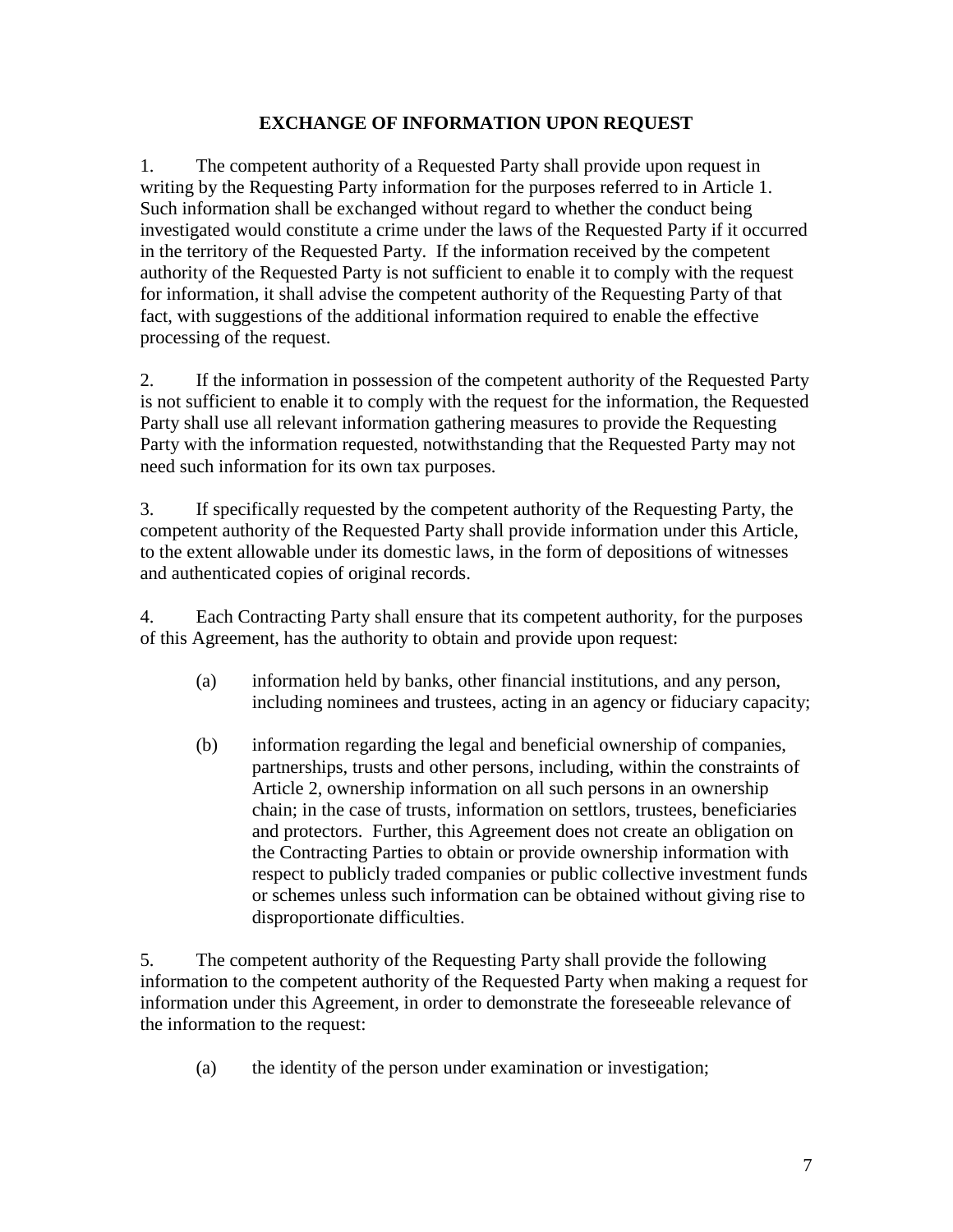## EXCHANGE OF INFORMATION UPON REQUEST

1. The competent authority of a Requested Party shall provide upon request in writing by the Requesting Party information for the purposes referred to in Article 1. Such information shall be exchanged without regard to whether the conduct being investigated would constitute a crime under the laws of the Requested Party if it occurred in the territory of the Requested Party. If the information received by the competent authority of the Requested Party is not sufficient to enable it to comply with the request for information, it shall advise the competent authority of the Requesting Party of that fact, with suggestions of the additional information required to enable the effective processing of the request.

2. If the information in possession of the competent authority of the Requested Party is not sufficient to enable it to comply with the request for the information, the Requested Party shall use all relevant information gathering measures to provide the Requesting Party with the information requested, notwithstanding that the Requested Party may not need such information for its own tax purposes.

3. If specifically requested by the competent authority of the Requesting Party, the competent authority of the Requested Party shall provide information under this Article, to the extent allowable under its domestic laws, in the form of depositions of witnesses and authenticated copies of original records.

4. Each Contracting Party shall ensure that its competent authority, for the purposes of this Agreement, has the authority to obtain and provide upon request:

   (a) information held by banks, other financial institutions, and any person, including nominees and trustees, acting in an agency or fiduciary capacity;

   (b) information regarding the legal and beneficial ownership of companies, partnerships, trusts and other persons, including, within the constraints of Article 2, ownership information on all such persons in an ownership chain; in the case of trusts, information on settlors, trustees, beneficiaries and protectors. Further, this Agreement does not create an obligation on the Contracting Parties to obtain or provide ownership information with respect to publicly traded companies or public collective investment funds or schemes unless such information can be obtained without giving rise to disproportionate difficulties.

5. The competent authority of the Requesting Party shall provide the following information to the competent authority of the Requested Party when making a request for information under this Agreement, in order to demonstrate the foreseeable relevance of the information to the request:

   (a) the identity of the person under examination or investigation;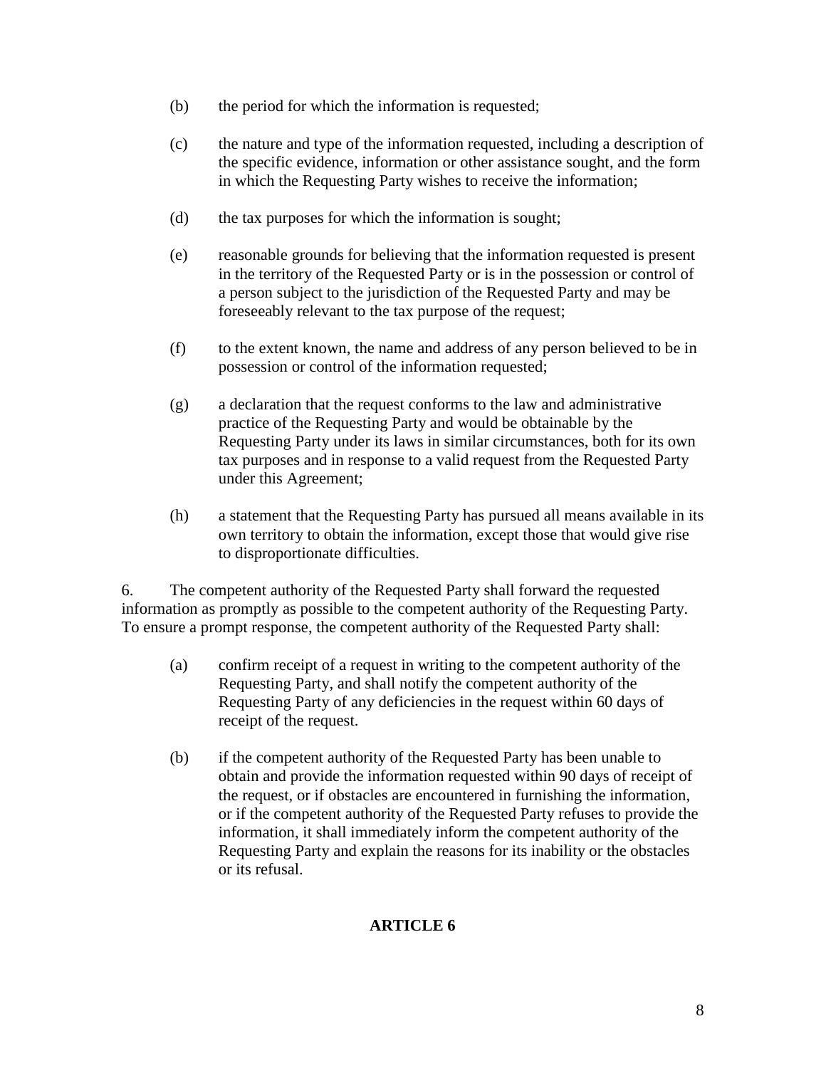(b) the period for which the information is requested;

(c) the nature and type of the information requested, including a description of the specific evidence, information or other assistance sought, and the form in which the Requesting Party wishes to receive the information;

(d) the tax purposes for which the information is sought;

(e) reasonable grounds for believing that the information requested is present in the territory of the Requested Party or is in the possession or control of a person subject to the jurisdiction of the Requested Party and may be foreseeably relevant to the tax purpose of the request;

(f) to the extent known, the name and address of any person believed to be in possession or control of the information requested;

(g) a declaration that the request conforms to the law and administrative practice of the Requesting Party and would be obtainable by the Requesting Party under its laws in similar circumstances, both for its own tax purposes and in response to a valid request from the Requested Party under this Agreement;

(h) a statement that the Requesting Party has pursued all means available in its own territory to obtain the information, except those that would give rise to disproportionate difficulties.

6. The competent authority of the Requested Party shall forward the requested information as promptly as possible to the competent authority of the Requesting Party. To ensure a prompt response, the competent authority of the Requested Party shall:

(a) confirm receipt of a request in writing to the competent authority of the Requesting Party, and shall notify the competent authority of the Requesting Party of any deficiencies in the request within 60 days of receipt of the request.

(b) if the competent authority of the Requested Party has been unable to obtain and provide the information requested within 90 days of receipt of the request, or if obstacles are encountered in furnishing the information, or if the competent authority of the Requested Party refuses to provide the information, it shall immediately inform the competent authority of the Requesting Party and explain the reasons for its inability or the obstacles or its refusal.

## ARTICLE 6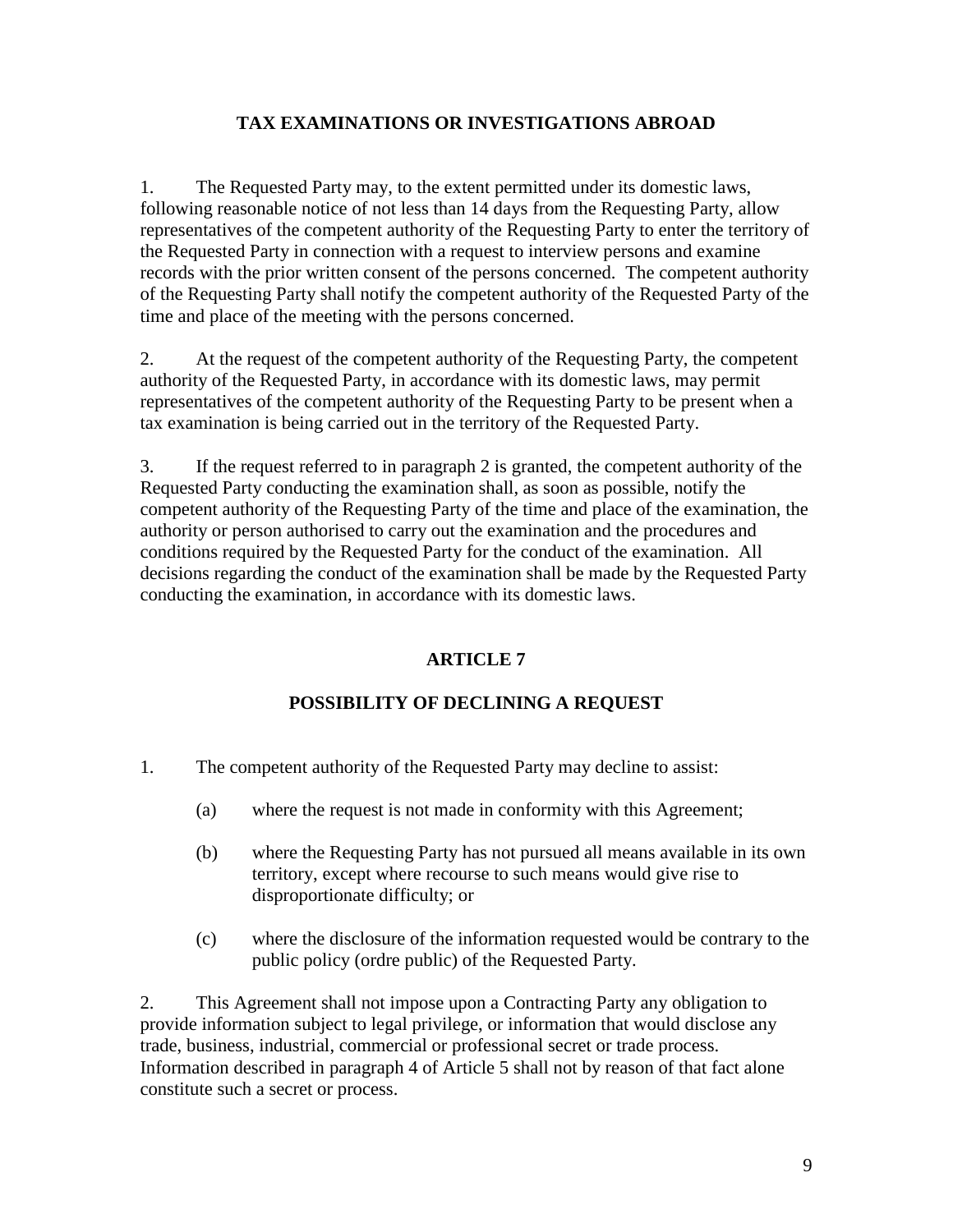## TAX EXAMINATIONS OR INVESTIGATIONS ABROAD

1. The Requested Party may, to the extent permitted under its domestic laws, following reasonable notice of not less than 14 days from the Requesting Party, allow representatives of the competent authority of the Requesting Party to enter the territory of the Requested Party in connection with a request to interview persons and examine records with the prior written consent of the persons concerned. The competent authority of the Requesting Party shall notify the competent authority of the Requested Party of the time and place of the meeting with the persons concerned.

2. At the request of the competent authority of the Requesting Party, the competent authority of the Requested Party, in accordance with its domestic laws, may permit representatives of the competent authority of the Requesting Party to be present when a tax examination is being carried out in the territory of the Requested Party.

3. If the request referred to in paragraph 2 is granted, the competent authority of the Requested Party conducting the examination shall, as soon as possible, notify the competent authority of the Requesting Party of the time and place of the examination, the authority or person authorised to carry out the examination and the procedures and conditions required by the Requested Party for the conduct of the examination. All decisions regarding the conduct of the examination shall be made by the Requested Party conducting the examination, in accordance with its domestic laws.

## ARTICLE 7

## POSSIBILITY OF DECLINING A REQUEST

1. The competent authority of the Requested Party may decline to assist:

   (a) where the request is not made in conformity with this Agreement;

   (b) where the Requesting Party has not pursued all means available in its own territory, except where recourse to such means would give rise to disproportionate difficulty; or

   (c) where the disclosure of the information requested would be contrary to the public policy (ordre public) of the Requested Party.

2. This Agreement shall not impose upon a Contracting Party any obligation to provide information subject to legal privilege, or information that would disclose any trade, business, industrial, commercial or professional secret or trade process. Information described in paragraph 4 of Article 5 shall not by reason of that fact alone constitute such a secret or process.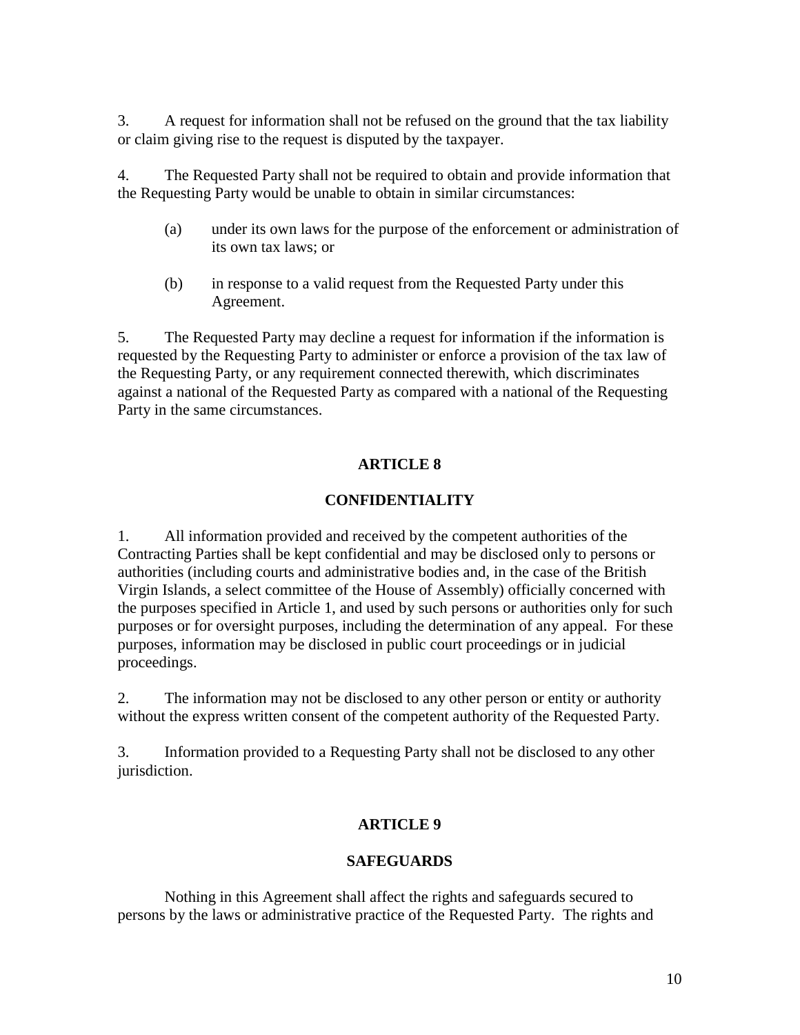3. A request for information shall not be refused on the ground that the tax liability or claim giving rise to the request is disputed by the taxpayer.

4. The Requested Party shall not be required to obtain and provide information that the Requesting Party would be unable to obtain in similar circumstances:

(a) under its own laws for the purpose of the enforcement or administration of its own tax laws; or

(b) in response to a valid request from the Requested Party under this Agreement.

5. The Requested Party may decline a request for information if the information is requested by the Requesting Party to administer or enforce a provision of the tax law of the Requesting Party, or any requirement connected therewith, which discriminates against a national of the Requested Party as compared with a national of the Requesting Party in the same circumstances.

## ARTICLE 8

## CONFIDENTIALITY

1. All information provided and received by the competent authorities of the Contracting Parties shall be kept confidential and may be disclosed only to persons or authorities (including courts and administrative bodies and, in the case of the British Virgin Islands, a select committee of the House of Assembly) officially concerned with the purposes specified in Article 1, and used by such persons or authorities only for such purposes or for oversight purposes, including the determination of any appeal. For these purposes, information may be disclosed in public court proceedings or in judicial proceedings.

2. The information may not be disclosed to any other person or entity or authority without the express written consent of the competent authority of the Requested Party.

3. Information provided to a Requesting Party shall not be disclosed to any other jurisdiction.

## ARTICLE 9

## SAFEGUARDS

Nothing in this Agreement shall affect the rights and safeguards secured to persons by the laws or administrative practice of the Requested Party. The rights and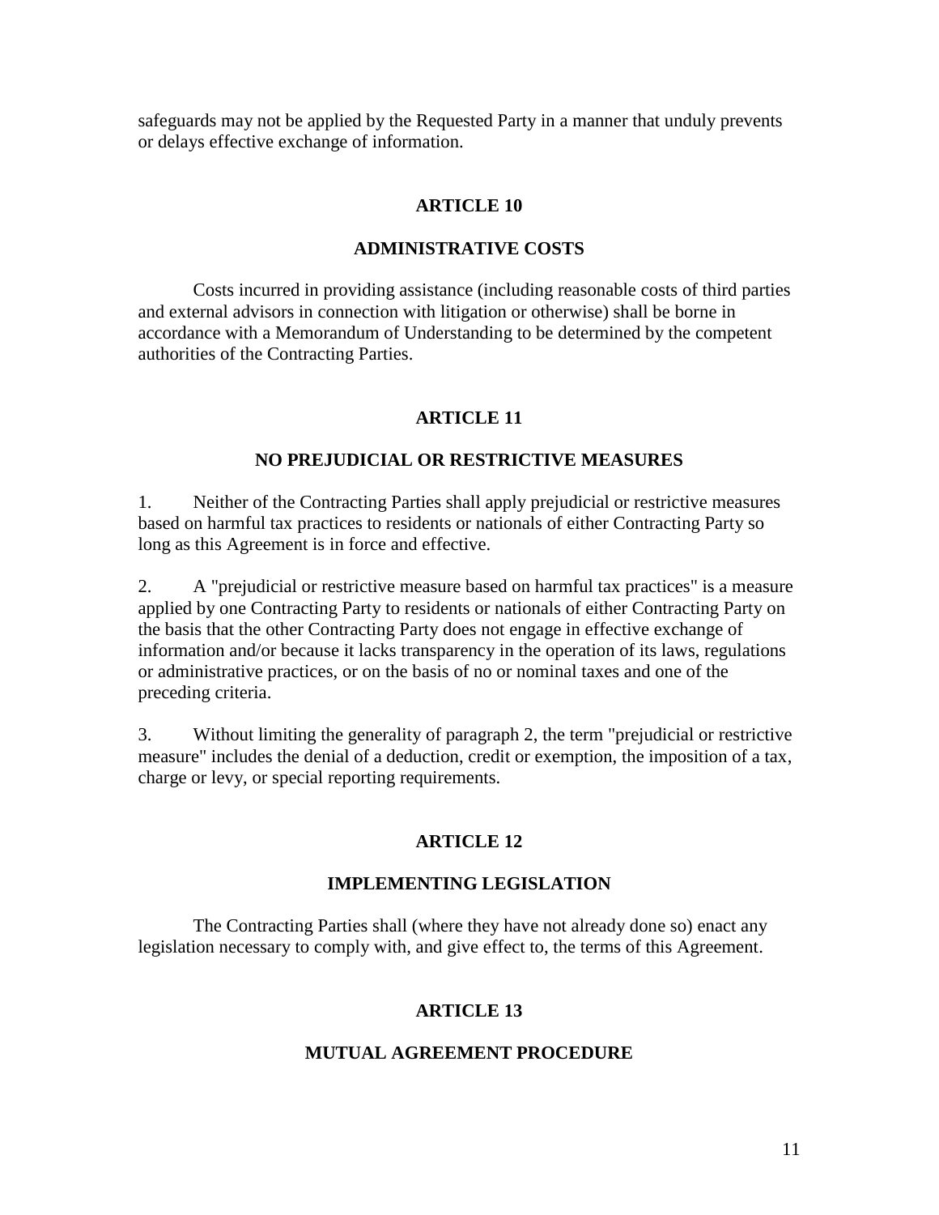safeguards may not be applied by the Requested Party in a manner that unduly prevents or delays effective exchange of information.

## ARTICLE 10

## ADMINISTRATIVE COSTS

Costs incurred in providing assistance (including reasonable costs of third parties and external advisors in connection with litigation or otherwise) shall be borne in accordance with a Memorandum of Understanding to be determined by the competent authorities of the Contracting Parties.

## ARTICLE 11

## NO PREJUDICIAL OR RESTRICTIVE MEASURES

1. Neither of the Contracting Parties shall apply prejudicial or restrictive measures based on harmful tax practices to residents or nationals of either Contracting Party so long as this Agreement is in force and effective.

2. A "prejudicial or restrictive measure based on harmful tax practices" is a measure applied by one Contracting Party to residents or nationals of either Contracting Party on the basis that the other Contracting Party does not engage in effective exchange of information and/or because it lacks transparency in the operation of its laws, regulations or administrative practices, or on the basis of no or nominal taxes and one of the preceding criteria.

3. Without limiting the generality of paragraph 2, the term "prejudicial or restrictive measure" includes the denial of a deduction, credit or exemption, the imposition of a tax, charge or levy, or special reporting requirements.

## ARTICLE 12

## IMPLEMENTING LEGISLATION

The Contracting Parties shall (where they have not already done so) enact any legislation necessary to comply with, and give effect to, the terms of this Agreement.

## ARTICLE 13

## MUTUAL AGREEMENT PROCEDURE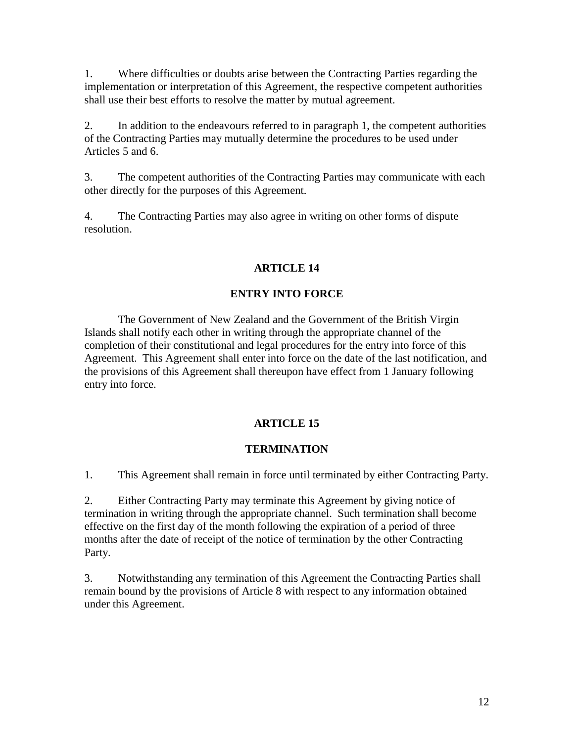1. Where difficulties or doubts arise between the Contracting Parties regarding the implementation or interpretation of this Agreement, the respective competent authorities shall use their best efforts to resolve the matter by mutual agreement.

2. In addition to the endeavours referred to in paragraph 1, the competent authorities of the Contracting Parties may mutually determine the procedures to be used under Articles 5 and 6.

3. The competent authorities of the Contracting Parties may communicate with each other directly for the purposes of this Agreement.

4. The Contracting Parties may also agree in writing on other forms of dispute resolution.

## ARTICLE 14

## ENTRY INTO FORCE

The Government of New Zealand and the Government of the British Virgin Islands shall notify each other in writing through the appropriate channel of the completion of their constitutional and legal procedures for the entry into force of this Agreement. This Agreement shall enter into force on the date of the last notification, and the provisions of this Agreement shall thereupon have effect from 1 January following entry into force.

## ARTICLE 15

## TERMINATION

1. This Agreement shall remain in force until terminated by either Contracting Party.

2. Either Contracting Party may terminate this Agreement by giving notice of termination in writing through the appropriate channel. Such termination shall become effective on the first day of the month following the expiration of a period of three months after the date of receipt of the notice of termination by the other Contracting Party.

3. Notwithstanding any termination of this Agreement the Contracting Parties shall remain bound by the provisions of Article 8 with respect to any information obtained under this Agreement.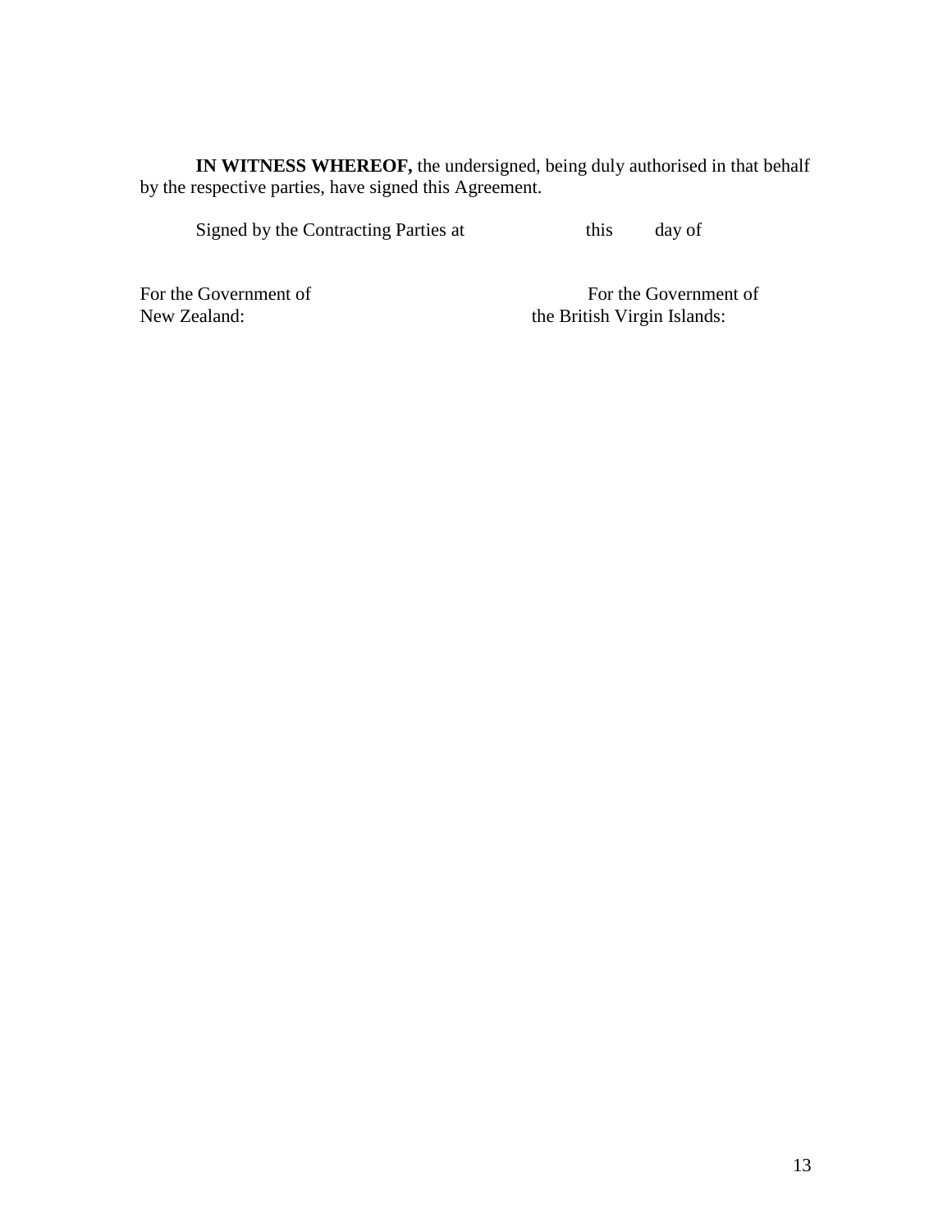**IN WITNESS WHEREOF,** the undersigned, being duly authorised in that behalf by the respective parties, have signed this Agreement.

Signed by the Contracting Parties at this day of

| | |
|---|---|
| For the Government of New Zealand: | For the Government of the British Virgin Islands: |